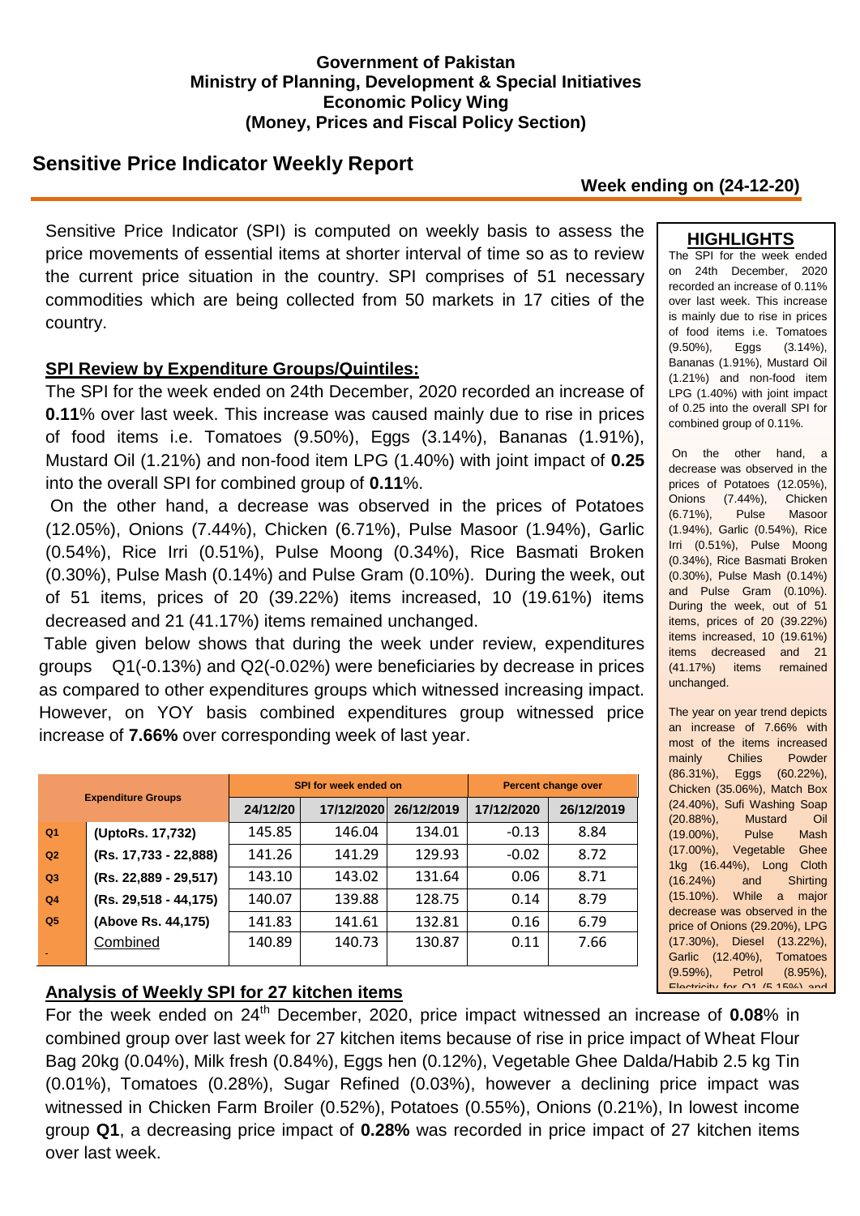**Government of Pakistan**
**Ministry of Planning, Development & Special Initiatives**
**Economic Policy Wing**
**(Money, Prices and Fiscal Policy Section)**

# Sensitive Price Indicator Weekly Report

**Week ending on (24-12-20)**

Sensitive Price Indicator (SPI) is computed on weekly basis to assess the price movements of essential items at shorter interval of time so as to review the current price situation in the country. SPI comprises of 51 necessary commodities which are being collected from 50 markets in 17 cities of the country.

## SPI Review by Expenditure Groups/Quintiles:

The SPI for the week ended on 24th December, 2020 recorded an increase of **0.11**% over last week. This increase was caused mainly due to rise in prices of food items i.e. Tomatoes (9.50%), Eggs (3.14%), Bananas (1.91%), Mustard Oil (1.21%) and non-food item LPG (1.40%) with joint impact of **0.25** into the overall SPI for combined group of **0.11**%.

On the other hand, a decrease was observed in the prices of Potatoes (12.05%), Onions (7.44%), Chicken (6.71%), Pulse Masoor (1.94%), Garlic (0.54%), Rice Irri (0.51%), Pulse Moong (0.34%), Rice Basmati Broken (0.30%), Pulse Mash (0.14%) and Pulse Gram (0.10%). During the week, out of 51 items, prices of 20 (39.22%) items increased, 10 (19.61%) items decreased and 21 (41.17%) items remained unchanged.

Table given below shows that during the week under review, expenditures groups Q1(-0.13%) and Q2(-0.02%) were beneficiaries by decrease in prices as compared to other expenditures groups which witnessed increasing impact. However, on YOY basis combined expenditures group witnessed price increase of **7.66%** over corresponding week of last year.

| Expenditure Groups | | SPI for week ended on | | | Percent change over | |
|---|---|---|---|---|---|---|
| | | 24/12/20 | 17/12/2020 | 26/12/2019 | 17/12/2020 | 26/12/2019 |
| Q1 | (UptoRs. 17,732) | 145.85 | 146.04 | 134.01 | -0.13 | 8.84 |
| Q2 | (Rs. 17,733 - 22,888) | 141.26 | 141.29 | 129.93 | -0.02 | 8.72 |
| Q3 | (Rs. 22,889 - 29,517) | 143.10 | 143.02 | 131.64 | 0.06 | 8.71 |
| Q4 | (Rs. 29,518 - 44,175) | 140.07 | 139.88 | 128.75 | 0.14 | 8.79 |
| Q5 | (Above Rs. 44,175) | 141.83 | 141.61 | 132.81 | 0.16 | 6.79 |
| | Combined | 140.89 | 140.73 | 130.87 | 0.11 | 7.66 |

## Analysis of Weekly SPI for 27 kitchen items

For the week ended on 24th December, 2020, price impact witnessed an increase of **0.08**% in combined group over last week for 27 kitchen items because of rise in price impact of Wheat Flour Bag 20kg (0.04%), Milk fresh (0.84%), Eggs hen (0.12%), Vegetable Ghee Dalda/Habib 2.5 kg Tin (0.01%), Tomatoes (0.28%), Sugar Refined (0.03%), however a declining price impact was witnessed in Chicken Farm Broiler (0.52%), Potatoes (0.55%), Onions (0.21%), In lowest income group **Q1**, a decreasing price impact of **0.28%** was recorded in price impact of 27 kitchen items over last week.

## HIGHLIGHTS

The SPI for the week ended on 24th December, 2020 recorded an increase of 0.11% over last week. This increase is mainly due to rise in prices of food items i.e. Tomatoes (9.50%), Eggs (3.14%), Bananas (1.91%), Mustard Oil (1.21%) and non-food item LPG (1.40%) with joint impact of 0.25 into the overall SPI for combined group of 0.11%.

On the other hand, a decrease was observed in the prices of Potatoes (12.05%), Onions (7.44%), Chicken (6.71%), Pulse Masoor (1.94%), Garlic (0.54%), Rice Irri (0.51%), Pulse Moong (0.34%), Rice Basmati Broken (0.30%), Pulse Mash (0.14%) and Pulse Gram (0.10%). During the week, out of 51 items, prices of 20 (39.22%) items increased, 10 (19.61%) items decreased and 21 (41.17%) items remained unchanged.

The year on year trend depicts an increase of 7.66% with most of the items increased mainly Chilies Powder (86.31%), Eggs (60.22%), Chicken (35.06%), Match Box (24.40%), Sufi Washing Soap (20.88%), Mustard Oil (19.00%), Pulse Mash (17.00%), Vegetable Ghee 1kg (16.44%), Long Cloth (16.24%) and Shirting (15.10%). While a major decrease was observed in the price of Onions (29.20%), LPG (17.30%), Diesel (13.22%), Garlic (12.40%), Tomatoes (9.59%), Petrol (8.95%), Electricity for Q1 (5.15%) and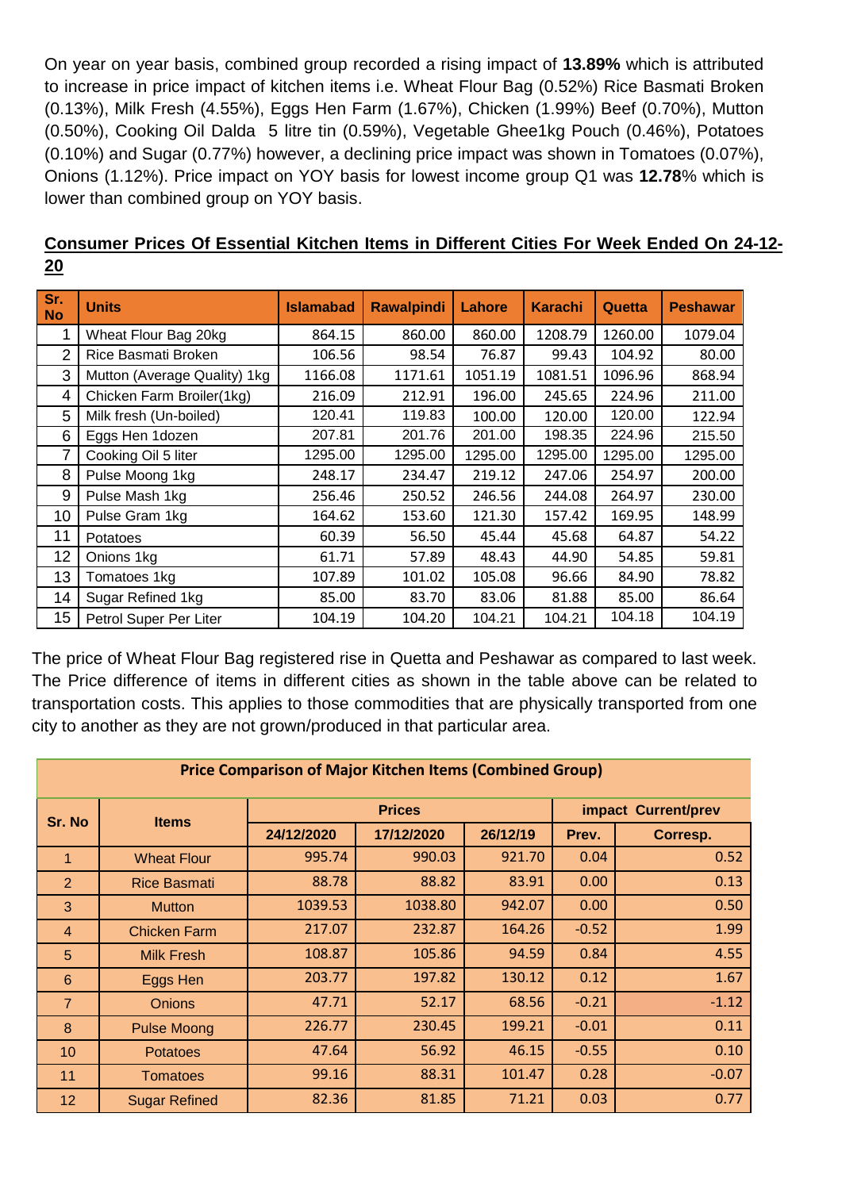On year on year basis, combined group recorded a rising impact of **13.89%** which is attributed to increase in price impact of kitchen items i.e. Wheat Flour Bag (0.52%) Rice Basmati Broken (0.13%), Milk Fresh (4.55%), Eggs Hen Farm (1.67%), Chicken (1.99%) Beef (0.70%), Mutton (0.50%), Cooking Oil Dalda 5 litre tin (0.59%), Vegetable Ghee1kg Pouch (0.46%), Potatoes (0.10%) and Sugar (0.77%) however, a declining price impact was shown in Tomatoes (0.07%), Onions (1.12%). Price impact on YOY basis for lowest income group Q1 was **12.78**% which is lower than combined group on YOY basis.

**Consumer Prices Of Essential Kitchen Items in Different Cities For Week Ended On 24-12-20**

| Sr. No | Units | Islamabad | Rawalpindi | Lahore | Karachi | Quetta | Peshawar |
|---|---|---|---|---|---|---|---|
| 1 | Wheat Flour Bag 20kg | 864.15 | 860.00 | 860.00 | 1208.79 | 1260.00 | 1079.04 |
| 2 | Rice Basmati Broken | 106.56 | 98.54 | 76.87 | 99.43 | 104.92 | 80.00 |
| 3 | Mutton (Average Quality) 1kg | 1166.08 | 1171.61 | 1051.19 | 1081.51 | 1096.96 | 868.94 |
| 4 | Chicken Farm Broiler(1kg) | 216.09 | 212.91 | 196.00 | 245.65 | 224.96 | 211.00 |
| 5 | Milk fresh (Un-boiled) | 120.41 | 119.83 | 100.00 | 120.00 | 120.00 | 122.94 |
| 6 | Eggs Hen 1dozen | 207.81 | 201.76 | 201.00 | 198.35 | 224.96 | 215.50 |
| 7 | Cooking Oil 5 liter | 1295.00 | 1295.00 | 1295.00 | 1295.00 | 1295.00 | 1295.00 |
| 8 | Pulse Moong 1kg | 248.17 | 234.47 | 219.12 | 247.06 | 254.97 | 200.00 |
| 9 | Pulse Mash 1kg | 256.46 | 250.52 | 246.56 | 244.08 | 264.97 | 230.00 |
| 10 | Pulse Gram 1kg | 164.62 | 153.60 | 121.30 | 157.42 | 169.95 | 148.99 |
| 11 | Potatoes | 60.39 | 56.50 | 45.44 | 45.68 | 64.87 | 54.22 |
| 12 | Onions 1kg | 61.71 | 57.89 | 48.43 | 44.90 | 54.85 | 59.81 |
| 13 | Tomatoes 1kg | 107.89 | 101.02 | 105.08 | 96.66 | 84.90 | 78.82 |
| 14 | Sugar Refined 1kg | 85.00 | 83.70 | 83.06 | 81.88 | 85.00 | 86.64 |
| 15 | Petrol Super Per Liter | 104.19 | 104.20 | 104.21 | 104.21 | 104.18 | 104.19 |

The price of Wheat Flour Bag registered rise in Quetta and Peshawar as compared to last week. The Price difference of items in different cities as shown in the table above can be related to transportation costs. This applies to those commodities that are physically transported from one city to another as they are not grown/produced in that particular area.

**Price Comparison of Major Kitchen Items (Combined Group)**

| Sr. No | Items | Prices | | | impact Current/prev | |
|---|---|---|---|---|---|---|
| | | 24/12/2020 | 17/12/2020 | 26/12/19 | Prev. | Corresp. |
| 1 | Wheat Flour | 995.74 | 990.03 | 921.70 | 0.04 | 0.52 |
| 2 | Rice Basmati | 88.78 | 88.82 | 83.91 | 0.00 | 0.13 |
| 3 | Mutton | 1039.53 | 1038.80 | 942.07 | 0.00 | 0.50 |
| 4 | Chicken Farm | 217.07 | 232.87 | 164.26 | -0.52 | 1.99 |
| 5 | Milk Fresh | 108.87 | 105.86 | 94.59 | 0.84 | 4.55 |
| 6 | Eggs Hen | 203.77 | 197.82 | 130.12 | 0.12 | 1.67 |
| 7 | Onions | 47.71 | 52.17 | 68.56 | -0.21 | -1.12 |
| 8 | Pulse Moong | 226.77 | 230.45 | 199.21 | -0.01 | 0.11 |
| 10 | Potatoes | 47.64 | 56.92 | 46.15 | -0.55 | 0.10 |
| 11 | Tomatoes | 99.16 | 88.31 | 101.47 | 0.28 | -0.07 |
| 12 | Sugar Refined | 82.36 | 81.85 | 71.21 | 0.03 | 0.77 |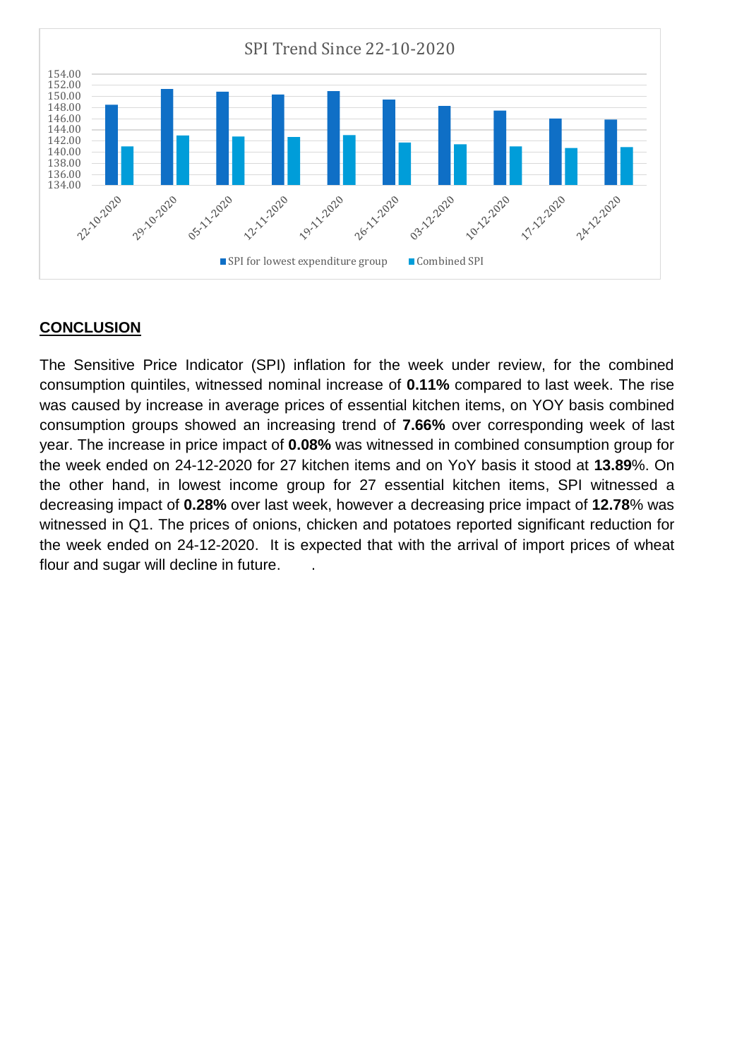SPI Trend Since 22-10-2020

154.00
152.00
150.00
148.00
146.00
144.00
142.00
140.00
138.00
136.00
134.00

22-10-2020
29-10-2020
05-11-2020
12-11-2020
19-11-2020
26-11-2020
03-12-2020
10-12-2020
17-12-2020
24-12-2020

SPI for lowest expenditure group
Combined SPI

## CONCLUSION

The Sensitive Price Indicator (SPI) inflation for the week under review, for the combined consumption quintiles, witnessed nominal increase of **0.11%** compared to last week. The rise was caused by increase in average prices of essential kitchen items, on YOY basis combined consumption groups showed an increasing trend of **7.66%** over corresponding week of last year. The increase in price impact of **0.08%** was witnessed in combined consumption group for the week ended on 24-12-2020 for 27 kitchen items and on YoY basis it stood at **13.89**%. On the other hand, in lowest income group for 27 essential kitchen items, SPI witnessed a decreasing impact of **0.28%** over last week, however a decreasing price impact of **12.78**% was witnessed in Q1. The prices of onions, chicken and potatoes reported significant reduction for the week ended on 24-12-2020. It is expected that with the arrival of import prices of wheat flour and sugar will decline in future. .